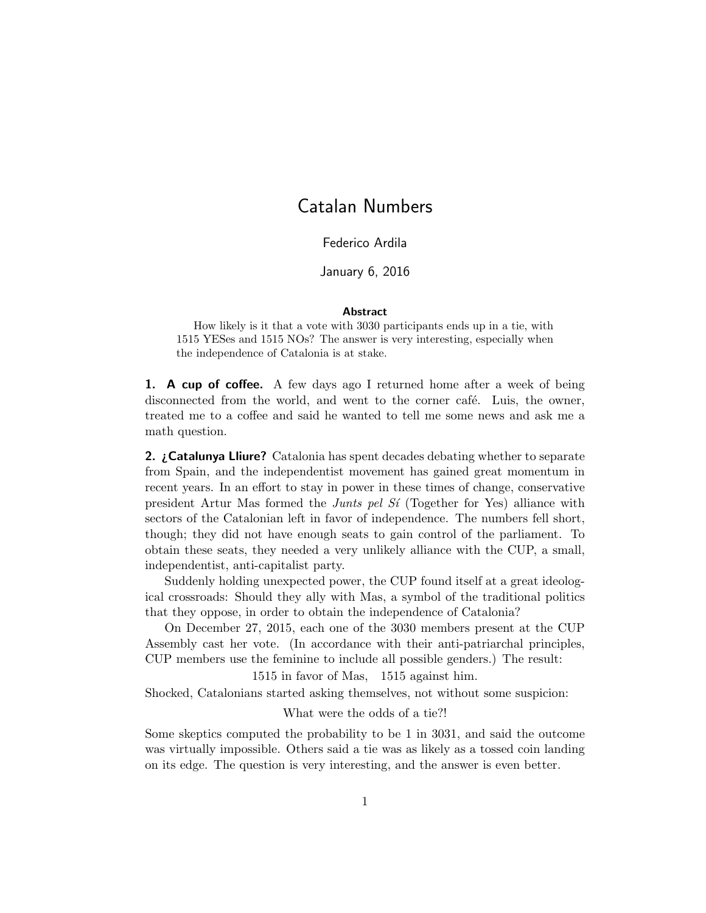# Catalan Numbers

Federico Ardila

January 6, 2016

### Abstract

How likely is it that a vote with 3030 participants ends up in a tie, with 1515 YESes and 1515 NOs? The answer is very interesting, especially when the independence of Catalonia is at stake.

**1. A cup of coffee.** A few days ago I returned home after a week of being disconnected from the world, and went to the corner café. Luis, the owner, treated me to a coffee and said he wanted to tell me some news and ask me a math question.

**2. ¿Catalunya Lliure?** Catalonia has spent decades debating whether to separate from Spain, and the independentist movement has gained great momentum in recent years. In an effort to stay in power in these times of change, conservative president Artur Mas formed the *Junts pel Sí* (Together for Yes) alliance with sectors of the Catalonian left in favor of independence. The numbers fell short, though; they did not have enough seats to gain control of the parliament. To obtain these seats, they needed a very unlikely alliance with the CUP, a small, independentist, anti-capitalist party.

Suddenly holding unexpected power, the CUP found itself at a great ideological crossroads: Should they ally with Mas, a symbol of the traditional politics that they oppose, in order to obtain the independence of Catalonia?

On December 27, 2015, each one of the 3030 members present at the CUP Assembly cast her vote. (In accordance with their anti-patriarchal principles, CUP members use the feminine to include all possible genders.) The result:

1515 in favor of Mas, 1515 against him.

Shocked, Catalonians started asking themselves, not without some suspicion:

What were the odds of a tie?!

Some skeptics computed the probability to be 1 in 3031, and said the outcome was virtually impossible. Others said a tie was as likely as a tossed coin landing on its edge. The question is very interesting, and the answer is even better.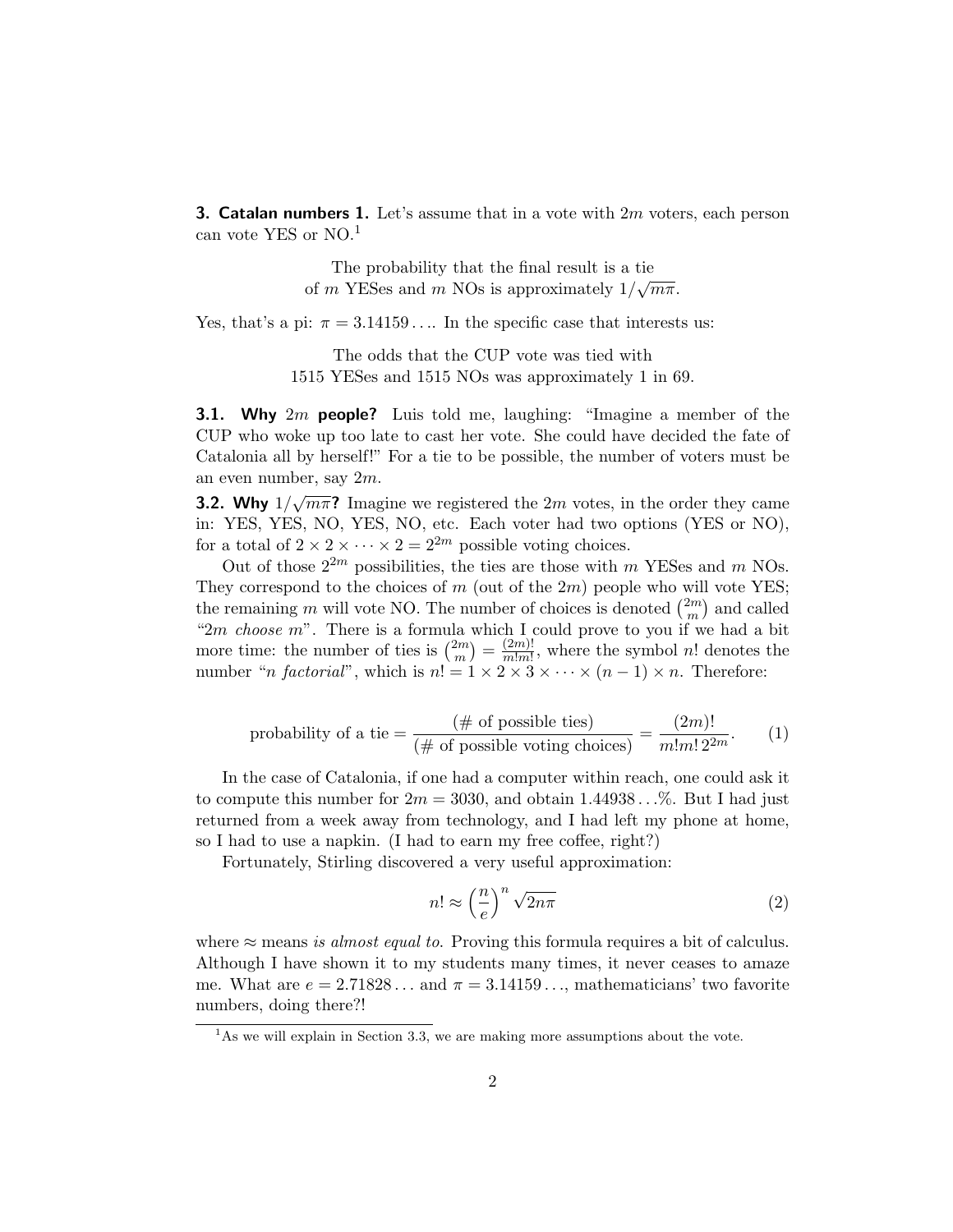**3. Catalan numbers 1.** Let's assume that in a vote with $2m$ voters, each person can vote YES or NO.[1]

The probability that the final result is a tie of $m$ YESes and $m$ NOs is approximately $1/\sqrt{m\pi}$.

Yes, that's a pi: $\pi = 3.14159\ldots$. In the specific case that interests us:

The odds that the CUP vote was tied with 1515 YESes and 1515 NOs was approximately 1 in 69.

**3.1. Why $2m$ people?** Luis told me, laughing: "Imagine a member of the CUP who woke up too late to cast her vote. She could have decided the fate of Catalonia all by herself!" For a tie to be possible, the number of voters must be an even number, say $2m$.

**3.2. Why $1/\sqrt{m\pi}$?** Imagine we registered the $2m$ votes, in the order they came in: YES, YES, NO, YES, NO, etc. Each voter had two options (YES or NO), for a total of $2 \times 2 \times \cdots \times 2 = 2^{2m}$ possible voting choices.

Out of those $2^{2m}$ possibilities, the ties are those with $m$ YESes and $m$ NOs. They correspond to the choices of $m$ (out of the $2m$) people who will vote YES; the remaining $m$ will vote NO. The number of choices is denoted $\binom{2m}{m}$ and called "$2m$ *choose* $m$". There is a formula which I could prove to you if we had a bit more time: the number of ties is $\binom{2m}{m} = \frac{(2m)!}{m!m!}$, where the symbol $n!$ denotes the number "$n$ *factorial*", which is $n! = 1 \times 2 \times 3 \times \cdots \times (n-1) \times n$. Therefore:

$$\text{probability of a tie} = \frac{(\text{\# of possible ties})}{(\text{\# of possible voting choices})} = \frac{(2m)!}{m!m!\,2^{2m}}. \tag{1}$$

In the case of Catalonia, if one had a computer within reach, one could ask it to compute this number for $2m = 3030$, and obtain $1.44938\ldots\%$. But I had just returned from a week away from technology, and I had left my phone at home, so I had to use a napkin. (I had to earn my free coffee, right?)

Fortunately, Stirling discovered a very useful approximation:

$$n! \approx \left(\frac{n}{e}\right)^n \sqrt{2n\pi} \tag{2}$$

where $\approx$ means *is almost equal to*. Proving this formula requires a bit of calculus. Although I have shown it to my students many times, it never ceases to amaze me. What are $e = 2.71828\ldots$ and $\pi = 3.14159\ldots$, mathematicians' two favorite numbers, doing there?!

[1] As we will explain in Section 3.3, we are making more assumptions about the vote.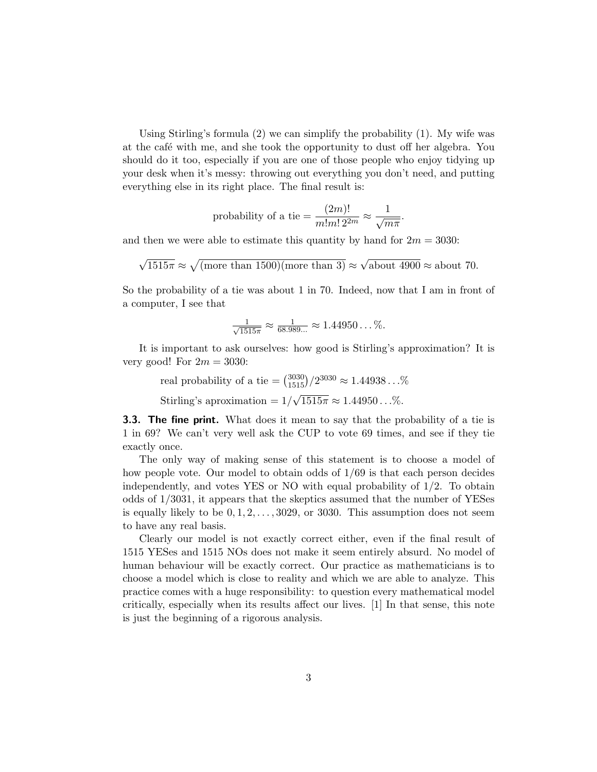Using Stirling's formula (2) we can simplify the probability (1). My wife was at the café with me, and she took the opportunity to dust off her algebra. You should do it too, especially if you are one of those people who enjoy tidying up your desk when it's messy: throwing out everything you don't need, and putting everything else in its right place. The final result is:

$$\text{probability of a tie} = \frac{(2m)!}{m!m!\,2^{2m}} \approx \frac{1}{\sqrt{m\pi}}.$$

and then we were able to estimate this quantity by hand for $2m = 3030$:

$$\sqrt{1515\pi} \approx \sqrt{(\text{more than } 1500)(\text{more than } 3)} \approx \sqrt{\text{about } 4900} \approx \text{about } 70.$$

So the probability of a tie was about 1 in 70. Indeed, now that I am in front of a computer, I see that

$$\tfrac{1}{\sqrt{1515\pi}} \approx \tfrac{1}{68.989\ldots} \approx 1.44950\ldots\%.$$

It is important to ask ourselves: how good is Stirling's approximation? It is very good! For $2m = 3030$:

$$\text{real probability of a tie} = \tbinom{3030}{1515}/2^{3030} \approx 1.44938\ldots\%$$

$$\text{Stirling's aproximation} = 1/\sqrt{1515\pi} \approx 1.44950\ldots\%.$$

**3.3. The fine print.** What does it mean to say that the probability of a tie is 1 in 69? We can't very well ask the CUP to vote 69 times, and see if they tie exactly once.

The only way of making sense of this statement is to choose a model of how people vote. Our model to obtain odds of $1/69$ is that each person decides independently, and votes YES or NO with equal probability of $1/2$. To obtain odds of $1/3031$, it appears that the skeptics assumed that the number of YESes is equally likely to be $0, 1, 2, \ldots, 3029$, or $3030$. This assumption does not seem to have any real basis.

Clearly our model is not exactly correct either, even if the final result of 1515 YESes and 1515 NOs does not make it seem entirely absurd. No model of human behaviour will be exactly correct. Our practice as mathematicians is to choose a model which is close to reality and which we are able to analyze. This practice comes with a huge responsibility: to question every mathematical model critically, especially when its results affect our lives. [1] In that sense, this note is just the beginning of a rigorous analysis.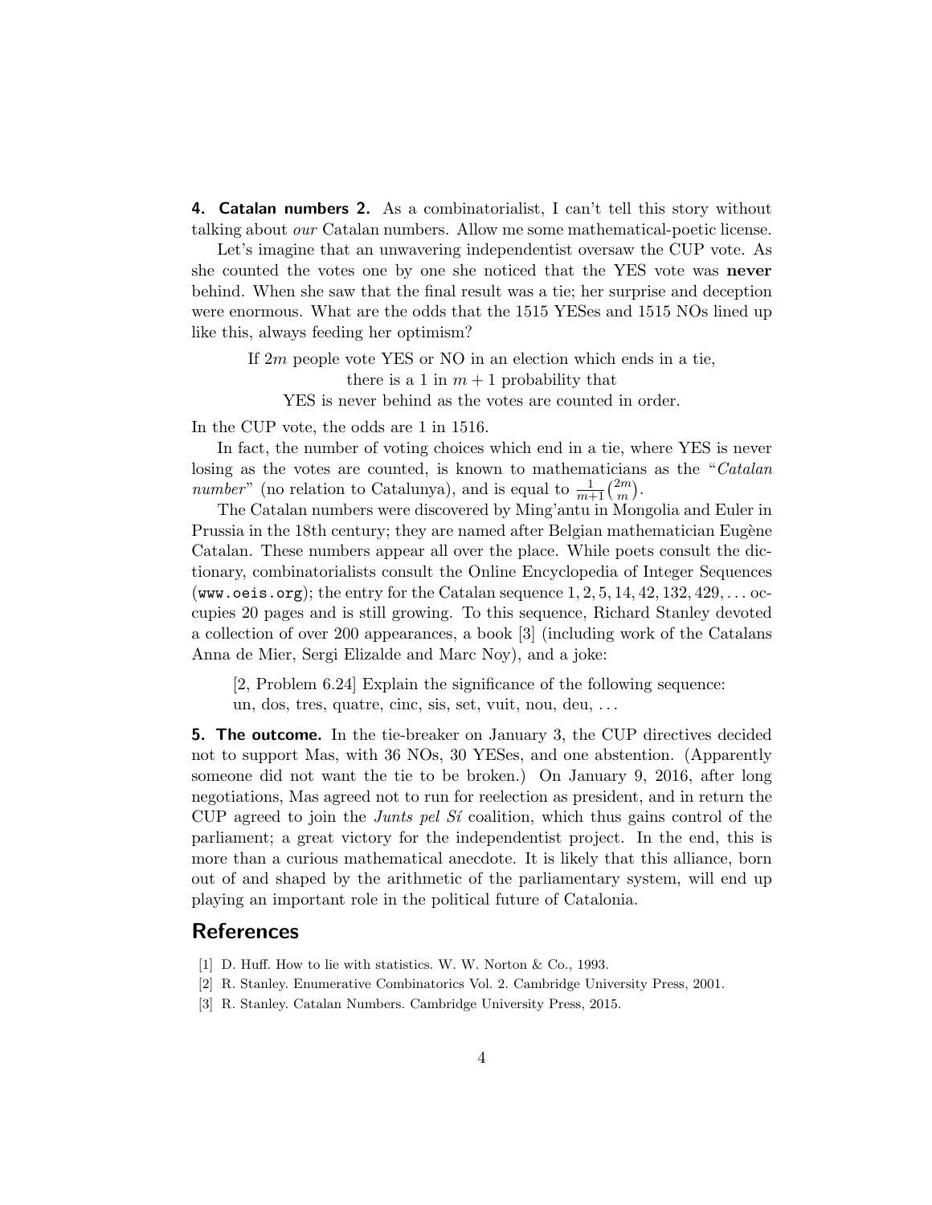**4. Catalan numbers 2.** As a combinatorialist, I can't tell this story without talking about *our* Catalan numbers. Allow me some mathematical-poetic license.

Let's imagine that an unwavering independentist oversaw the CUP vote. As she counted the votes one by one she noticed that the YES vote was **never** behind. When she saw that the final result was a tie; her surprise and deception were enormous. What are the odds that the 1515 YESes and 1515 NOs lined up like this, always feeding her optimism?

> If $2m$ people vote YES or NO in an election which ends in a tie,
> there is a 1 in $m+1$ probability that
> YES is never behind as the votes are counted in order.

In the CUP vote, the odds are 1 in 1516.

In fact, the number of voting choices which end in a tie, where YES is never losing as the votes are counted, is known to mathematicians as the "*Catalan number*" (no relation to Catalunya), and is equal to $\frac{1}{m+1}\binom{2m}{m}$.

The Catalan numbers were discovered by Ming'antu in Mongolia and Euler in Prussia in the 18th century; they are named after Belgian mathematician Eugène Catalan. These numbers appear all over the place. While poets consult the dictionary, combinatorialists consult the Online Encyclopedia of Integer Sequences (`www.oeis.org`); the entry for the Catalan sequence $1, 2, 5, 14, 42, 132, 429, \ldots$ occupies 20 pages and is still growing. To this sequence, Richard Stanley devoted a collection of over 200 appearances, a book [3] (including work of the Catalans Anna de Mier, Sergi Elizalde and Marc Noy), and a joke:

> [2, Problem 6.24] Explain the significance of the following sequence:
> un, dos, tres, quatre, cinc, sis, set, vuit, nou, deu, ...

**5. The outcome.** In the tie-breaker on January 3, the CUP directives decided not to support Mas, with 36 NOs, 30 YESes, and one abstention. (Apparently someone did not want the tie to be broken.) On January 9, 2016, after long negotiations, Mas agreed not to run for reelection as president, and in return the CUP agreed to join the *Junts pel Sí* coalition, which thus gains control of the parliament; a great victory for the independentist project. In the end, this is more than a curious mathematical anecdote. It is likely that this alliance, born out of and shaped by the arithmetic of the parliamentary system, will end up playing an important role in the political future of Catalonia.

## References

[1] D. Huff. How to lie with statistics. W. W. Norton & Co., 1993.

[2] R. Stanley. Enumerative Combinatorics Vol. 2. Cambridge University Press, 2001.

[3] R. Stanley. Catalan Numbers. Cambridge University Press, 2015.